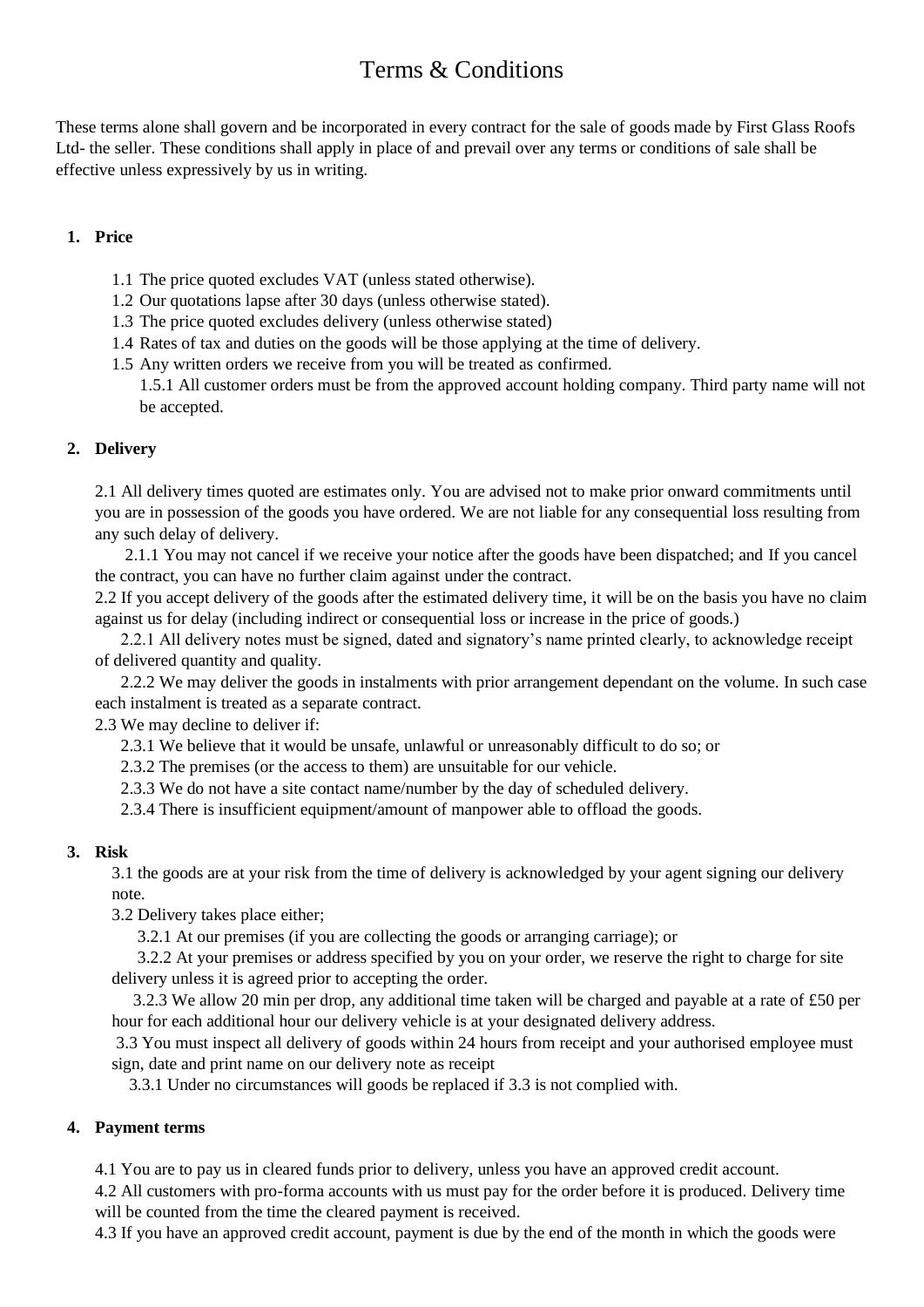# Terms & Conditions

These terms alone shall govern and be incorporated in every contract for the sale of goods made by First Glass Roofs Ltd- the seller. These conditions shall apply in place of and prevail over any terms or conditions of sale shall be effective unless expressively by us in writing.

1. **Price**

   1.1 The price quoted excludes VAT (unless stated otherwise).
   1.2 Our quotations lapse after 30 days (unless otherwise stated).
   1.3 The price quoted excludes delivery (unless otherwise stated)
   1.4 Rates of tax and duties on the goods will be those applying at the time of delivery.
   1.5 Any written orders we receive from you will be treated as confirmed.
   1.5.1 All customer orders must be from the approved account holding company. Third party name will not be accepted.

2. **Delivery**

2.1 All delivery times quoted are estimates only. You are advised not to make prior onward commitments until you are in possession of the goods you have ordered. We are not liable for any consequential loss resulting from any such delay of delivery.

2.1.1 You may not cancel if we receive your notice after the goods have been dispatched; and If you cancel the contract, you can have no further claim against under the contract.

2.2 If you accept delivery of the goods after the estimated delivery time, it will be on the basis you have no claim against us for delay (including indirect or consequential loss or increase in the price of goods.)

2.2.1 All delivery notes must be signed, dated and signatory's name printed clearly, to acknowledge receipt of delivered quantity and quality.

2.2.2 We may deliver the goods in instalments with prior arrangement dependant on the volume. In such case each instalment is treated as a separate contract.

2.3 We may decline to deliver if:

2.3.1 We believe that it would be unsafe, unlawful or unreasonably difficult to do so; or
2.3.2 The premises (or the access to them) are unsuitable for our vehicle.
2.3.3 We do not have a site contact name/number by the day of scheduled delivery.
2.3.4 There is insufficient equipment/amount of manpower able to offload the goods.

3. **Risk**

3.1 the goods are at your risk from the time of delivery is acknowledged by your agent signing our delivery note.

3.2 Delivery takes place either;

3.2.1 At our premises (if you are collecting the goods or arranging carriage); or

3.2.2 At your premises or address specified by you on your order, we reserve the right to charge for site delivery unless it is agreed prior to accepting the order.

3.2.3 We allow 20 min per drop, any additional time taken will be charged and payable at a rate of £50 per hour for each additional hour our delivery vehicle is at your designated delivery address.

3.3 You must inspect all delivery of goods within 24 hours from receipt and your authorised employee must sign, date and print name on our delivery note as receipt

3.3.1 Under no circumstances will goods be replaced if 3.3 is not complied with.

4. **Payment terms**

4.1 You are to pay us in cleared funds prior to delivery, unless you have an approved credit account.

4.2 All customers with pro-forma accounts with us must pay for the order before it is produced. Delivery time will be counted from the time the cleared payment is received.

4.3 If you have an approved credit account, payment is due by the end of the month in which the goods were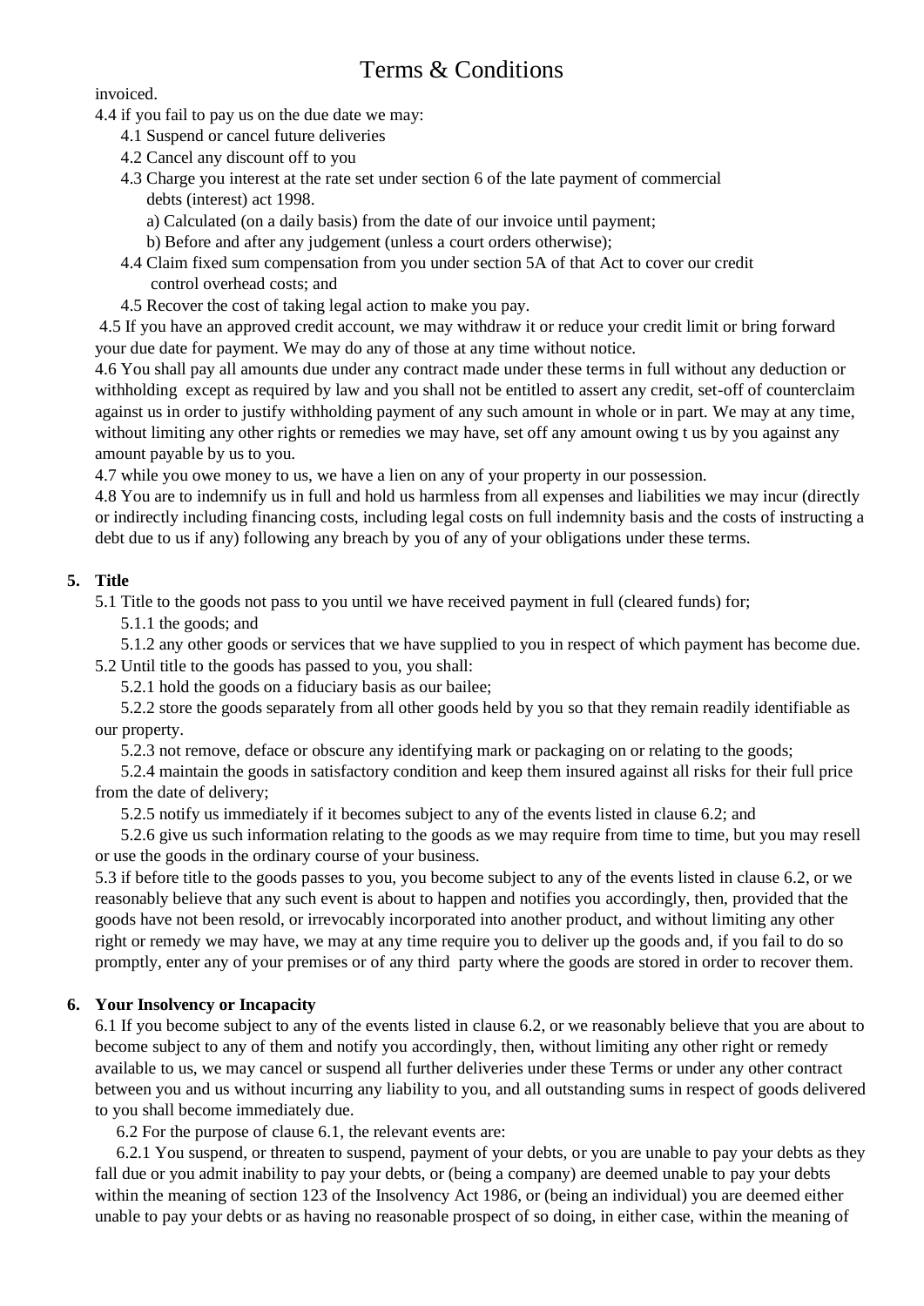invoiced.

4.4 if you fail to pay us on the due date we may:

4.1 Suspend or cancel future deliveries

4.2 Cancel any discount off to you

4.3 Charge you interest at the rate set under section 6 of the late payment of commercial debts (interest) act 1998.

a) Calculated (on a daily basis) from the date of our invoice until payment;

b) Before and after any judgement (unless a court orders otherwise);

4.4 Claim fixed sum compensation from you under section 5A of that Act to cover our credit control overhead costs; and

4.5 Recover the cost of taking legal action to make you pay.

4.5 If you have an approved credit account, we may withdraw it or reduce your credit limit or bring forward your due date for payment. We may do any of those at any time without notice.

4.6 You shall pay all amounts due under any contract made under these terms in full without any deduction or withholding except as required by law and you shall not be entitled to assert any credit, set-off of counterclaim against us in order to justify withholding payment of any such amount in whole or in part. We may at any time, without limiting any other rights or remedies we may have, set off any amount owing t us by you against any amount payable by us to you.

4.7 while you owe money to us, we have a lien on any of your property in our possession.

4.8 You are to indemnify us in full and hold us harmless from all expenses and liabilities we may incur (directly or indirectly including financing costs, including legal costs on full indemnity basis and the costs of instructing a debt due to us if any) following any breach by you of any of your obligations under these terms.

## 5. Title

5.1 Title to the goods not pass to you until we have received payment in full (cleared funds) for;

5.1.1 the goods; and

5.1.2 any other goods or services that we have supplied to you in respect of which payment has become due.

5.2 Until title to the goods has passed to you, you shall:

5.2.1 hold the goods on a fiduciary basis as our bailee;

5.2.2 store the goods separately from all other goods held by you so that they remain readily identifiable as our property.

5.2.3 not remove, deface or obscure any identifying mark or packaging on or relating to the goods;

5.2.4 maintain the goods in satisfactory condition and keep them insured against all risks for their full price from the date of delivery;

5.2.5 notify us immediately if it becomes subject to any of the events listed in clause 6.2; and

5.2.6 give us such information relating to the goods as we may require from time to time, but you may resell or use the goods in the ordinary course of your business.

5.3 if before title to the goods passes to you, you become subject to any of the events listed in clause 6.2, or we reasonably believe that any such event is about to happen and notifies you accordingly, then, provided that the goods have not been resold, or irrevocably incorporated into another product, and without limiting any other right or remedy we may have, we may at any time require you to deliver up the goods and, if you fail to do so promptly, enter any of your premises or of any third party where the goods are stored in order to recover them.

## 6. Your Insolvency or Incapacity

6.1 If you become subject to any of the events listed in clause 6.2, or we reasonably believe that you are about to become subject to any of them and notify you accordingly, then, without limiting any other right or remedy available to us, we may cancel or suspend all further deliveries under these Terms or under any other contract between you and us without incurring any liability to you, and all outstanding sums in respect of goods delivered to you shall become immediately due.

6.2 For the purpose of clause 6.1, the relevant events are:

6.2.1 You suspend, or threaten to suspend, payment of your debts, or you are unable to pay your debts as they fall due or you admit inability to pay your debts, or (being a company) are deemed unable to pay your debts within the meaning of section 123 of the Insolvency Act 1986, or (being an individual) you are deemed either unable to pay your debts or as having no reasonable prospect of so doing, in either case, within the meaning of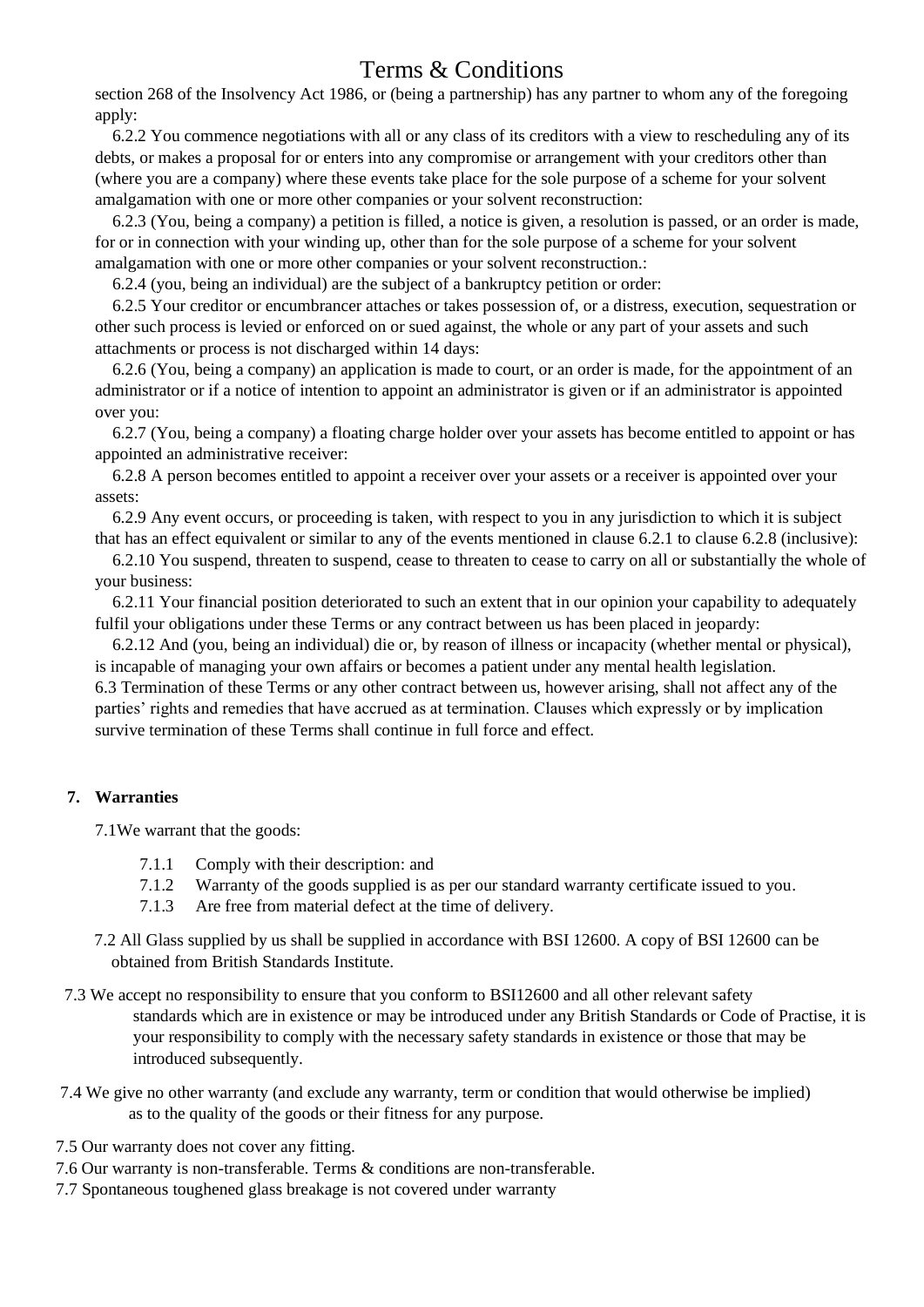# Terms & Conditions

section 268 of the Insolvency Act 1986, or (being a partnership) has any partner to whom any of the foregoing apply:

6.2.2 You commence negotiations with all or any class of its creditors with a view to rescheduling any of its debts, or makes a proposal for or enters into any compromise or arrangement with your creditors other than (where you are a company) where these events take place for the sole purpose of a scheme for your solvent amalgamation with one or more other companies or your solvent reconstruction:

6.2.3 (You, being a company) a petition is filled, a notice is given, a resolution is passed, or an order is made, for or in connection with your winding up, other than for the sole purpose of a scheme for your solvent amalgamation with one or more other companies or your solvent reconstruction.:

6.2.4 (you, being an individual) are the subject of a bankruptcy petition or order:

6.2.5 Your creditor or encumbrancer attaches or takes possession of, or a distress, execution, sequestration or other such process is levied or enforced on or sued against, the whole or any part of your assets and such attachments or process is not discharged within 14 days:

6.2.6 (You, being a company) an application is made to court, or an order is made, for the appointment of an administrator or if a notice of intention to appoint an administrator is given or if an administrator is appointed over you:

6.2.7 (You, being a company) a floating charge holder over your assets has become entitled to appoint or has appointed an administrative receiver:

6.2.8 A person becomes entitled to appoint a receiver over your assets or a receiver is appointed over your assets:

6.2.9 Any event occurs, or proceeding is taken, with respect to you in any jurisdiction to which it is subject that has an effect equivalent or similar to any of the events mentioned in clause 6.2.1 to clause 6.2.8 (inclusive):

6.2.10 You suspend, threaten to suspend, cease to threaten to cease to carry on all or substantially the whole of your business:

6.2.11 Your financial position deteriorated to such an extent that in our opinion your capability to adequately fulfil your obligations under these Terms or any contract between us has been placed in jeopardy:

6.2.12 And (you, being an individual) die or, by reason of illness or incapacity (whether mental or physical), is incapable of managing your own affairs or becomes a patient under any mental health legislation.

6.3 Termination of these Terms or any other contract between us, however arising, shall not affect any of the parties' rights and remedies that have accrued as at termination. Clauses which expressly or by implication survive termination of these Terms shall continue in full force and effect.

## 7. Warranties

7.1We warrant that the goods:

7.1.1 Comply with their description: and

7.1.2 Warranty of the goods supplied is as per our standard warranty certificate issued to you.

7.1.3 Are free from material defect at the time of delivery.

7.2 All Glass supplied by us shall be supplied in accordance with BSI 12600. A copy of BSI 12600 can be obtained from British Standards Institute.

7.3 We accept no responsibility to ensure that you conform to BSI12600 and all other relevant safety standards which are in existence or may be introduced under any British Standards or Code of Practise, it is your responsibility to comply with the necessary safety standards in existence or those that may be introduced subsequently.

7.4 We give no other warranty (and exclude any warranty, term or condition that would otherwise be implied) as to the quality of the goods or their fitness for any purpose.

7.5 Our warranty does not cover any fitting.

7.6 Our warranty is non-transferable. Terms & conditions are non-transferable.

7.7 Spontaneous toughened glass breakage is not covered under warranty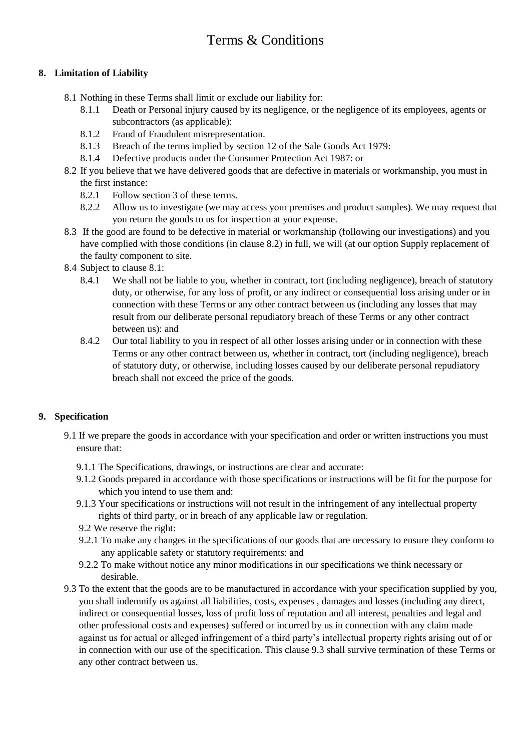# Terms & Conditions

## 8. Limitation of Liability

8.1 Nothing in these Terms shall limit or exclude our liability for:

- 8.1.1 Death or Personal injury caused by its negligence, or the negligence of its employees, agents or subcontractors (as applicable):
- 8.1.2 Fraud of Fraudulent misrepresentation.
- 8.1.3 Breach of the terms implied by section 12 of the Sale Goods Act 1979:
- 8.1.4 Defective products under the Consumer Protection Act 1987: or

8.2 If you believe that we have delivered goods that are defective in materials or workmanship, you must in the first instance:

- 8.2.1 Follow section 3 of these terms.
- 8.2.2 Allow us to investigate (we may access your premises and product samples). We may request that you return the goods to us for inspection at your expense.

8.3 If the good are found to be defective in material or workmanship (following our investigations) and you have complied with those conditions (in clause 8.2) in full, we will (at our option Supply replacement of the faulty component to site.

8.4 Subject to clause 8.1:

- 8.4.1 We shall not be liable to you, whether in contract, tort (including negligence), breach of statutory duty, or otherwise, for any loss of profit, or any indirect or consequential loss arising under or in connection with these Terms or any other contract between us (including any losses that may result from our deliberate personal repudiatory breach of these Terms or any other contract between us): and
- 8.4.2 Our total liability to you in respect of all other losses arising under or in connection with these Terms or any other contract between us, whether in contract, tort (including negligence), breach of statutory duty, or otherwise, including losses caused by our deliberate personal repudiatory breach shall not exceed the price of the goods.

## 9. Specification

9.1 If we prepare the goods in accordance with your specification and order or written instructions you must ensure that:

- 9.1.1 The Specifications, drawings, or instructions are clear and accurate:
- 9.1.2 Goods prepared in accordance with those specifications or instructions will be fit for the purpose for which you intend to use them and:
- 9.1.3 Your specifications or instructions will not result in the infringement of any intellectual property rights of third party, or in breach of any applicable law or regulation.

9.2 We reserve the right:

- 9.2.1 To make any changes in the specifications of our goods that are necessary to ensure they conform to any applicable safety or statutory requirements: and
- 9.2.2 To make without notice any minor modifications in our specifications we think necessary or desirable.

9.3 To the extent that the goods are to be manufactured in accordance with your specification supplied by you, you shall indemnify us against all liabilities, costs, expenses , damages and losses (including any direct, indirect or consequential losses, loss of profit loss of reputation and all interest, penalties and legal and other professional costs and expenses) suffered or incurred by us in connection with any claim made against us for actual or alleged infringement of a third party's intellectual property rights arising out of or in connection with our use of the specification. This clause 9.3 shall survive termination of these Terms or any other contract between us.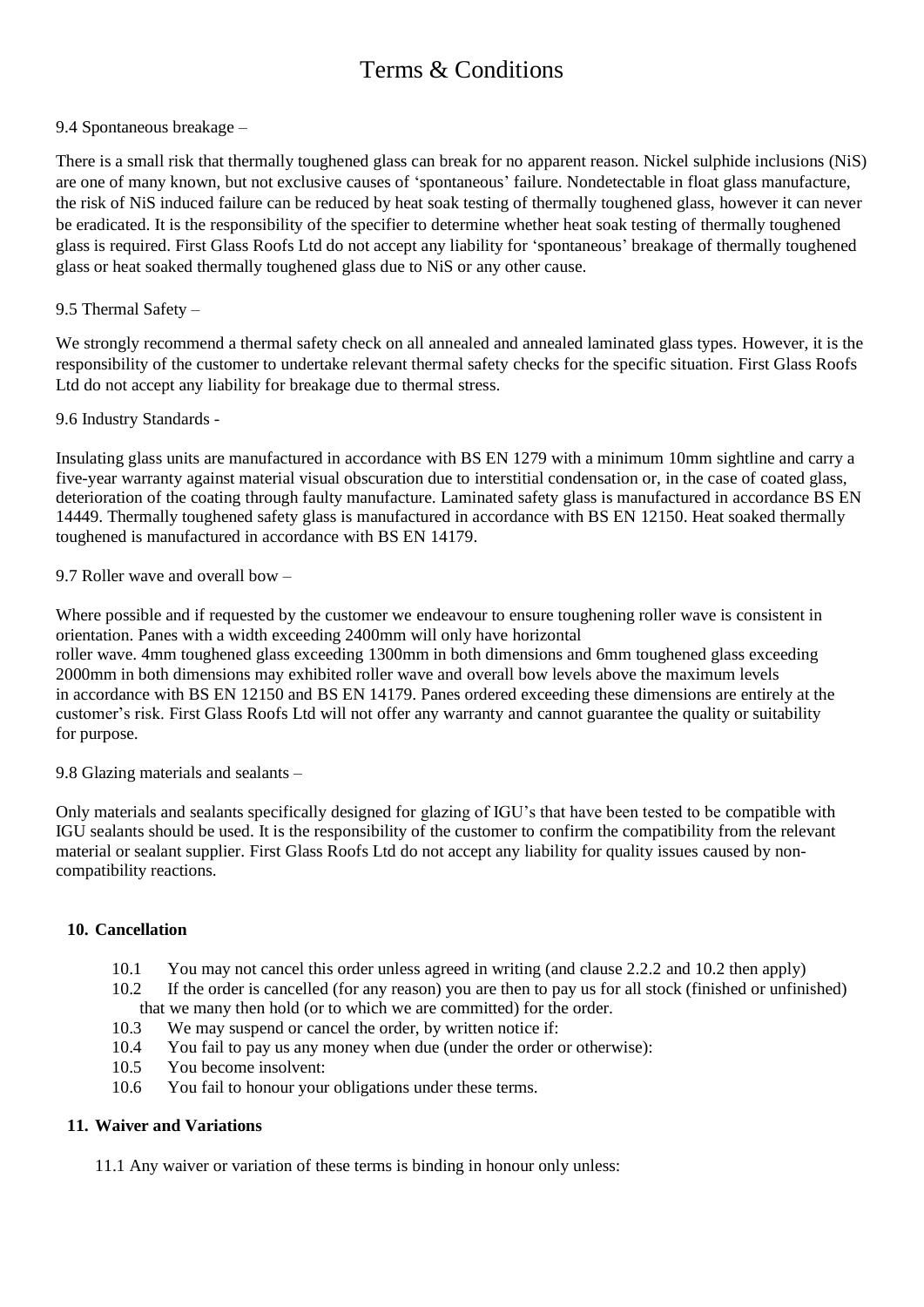# Terms & Conditions

9.4 Spontaneous breakage –

There is a small risk that thermally toughened glass can break for no apparent reason. Nickel sulphide inclusions (NiS) are one of many known, but not exclusive causes of 'spontaneous' failure. Nondetectable in float glass manufacture, the risk of NiS induced failure can be reduced by heat soak testing of thermally toughened glass, however it can never be eradicated. It is the responsibility of the specifier to determine whether heat soak testing of thermally toughened glass is required. First Glass Roofs Ltd do not accept any liability for 'spontaneous' breakage of thermally toughened glass or heat soaked thermally toughened glass due to NiS or any other cause.

9.5 Thermal Safety –

We strongly recommend a thermal safety check on all annealed and annealed laminated glass types. However, it is the responsibility of the customer to undertake relevant thermal safety checks for the specific situation. First Glass Roofs Ltd do not accept any liability for breakage due to thermal stress.

9.6 Industry Standards -

Insulating glass units are manufactured in accordance with BS EN 1279 with a minimum 10mm sightline and carry a five-year warranty against material visual obscuration due to interstitial condensation or, in the case of coated glass, deterioration of the coating through faulty manufacture. Laminated safety glass is manufactured in accordance BS EN 14449. Thermally toughened safety glass is manufactured in accordance with BS EN 12150. Heat soaked thermally toughened is manufactured in accordance with BS EN 14179.

9.7 Roller wave and overall bow –

Where possible and if requested by the customer we endeavour to ensure toughening roller wave is consistent in orientation. Panes with a width exceeding 2400mm will only have horizontal roller wave. 4mm toughened glass exceeding 1300mm in both dimensions and 6mm toughened glass exceeding 2000mm in both dimensions may exhibited roller wave and overall bow levels above the maximum levels in accordance with BS EN 12150 and BS EN 14179. Panes ordered exceeding these dimensions are entirely at the customer's risk. First Glass Roofs Ltd will not offer any warranty and cannot guarantee the quality or suitability for purpose.

9.8 Glazing materials and sealants –

Only materials and sealants specifically designed for glazing of IGU's that have been tested to be compatible with IGU sealants should be used. It is the responsibility of the customer to confirm the compatibility from the relevant material or sealant supplier. First Glass Roofs Ltd do not accept any liability for quality issues caused by non-compatibility reactions.

## 10. Cancellation

10.1 You may not cancel this order unless agreed in writing (and clause 2.2.2 and 10.2 then apply)

10.2 If the order is cancelled (for any reason) you are then to pay us for all stock (finished or unfinished) that we many then hold (or to which we are committed) for the order.

10.3 We may suspend or cancel the order, by written notice if:

10.4 You fail to pay us any money when due (under the order or otherwise):

10.5 You become insolvent:

10.6 You fail to honour your obligations under these terms.

## 11. Waiver and Variations

11.1 Any waiver or variation of these terms is binding in honour only unless: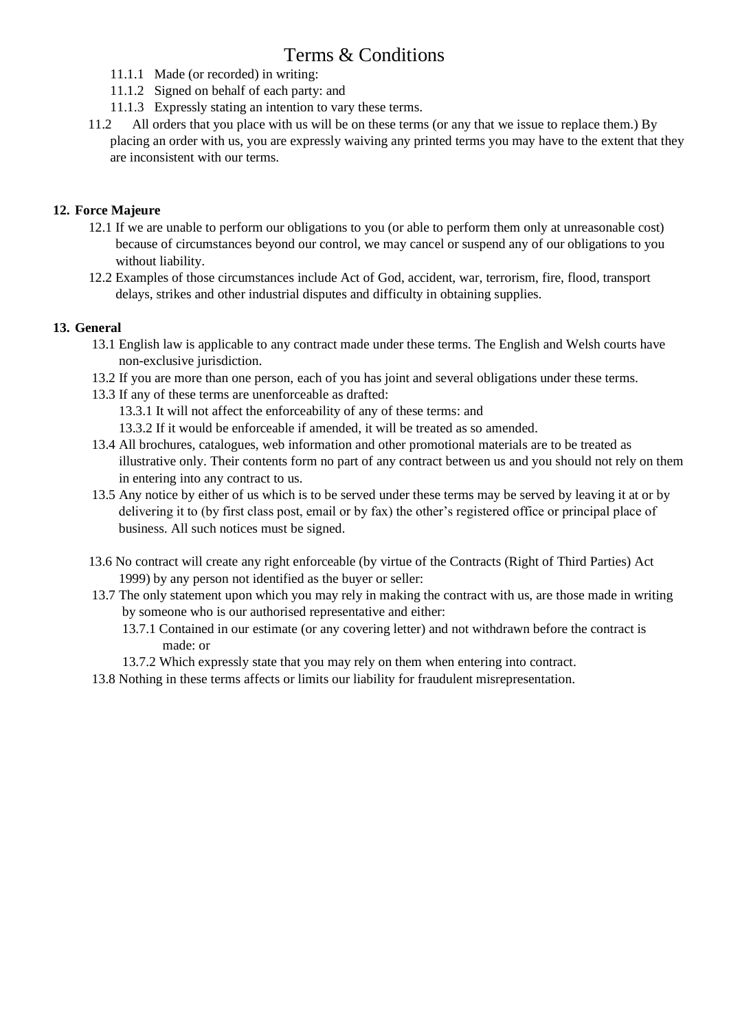# Terms & Conditions

- 11.1.1 Made (or recorded) in writing:
- 11.1.2 Signed on behalf of each party: and
- 11.1.3 Expressly stating an intention to vary these terms.

11.2 All orders that you place with us will be on these terms (or any that we issue to replace them.) By placing an order with us, you are expressly waiving any printed terms you may have to the extent that they are inconsistent with our terms.

**12. Force Majeure**

12.1 If we are unable to perform our obligations to you (or able to perform them only at unreasonable cost) because of circumstances beyond our control, we may cancel or suspend any of our obligations to you without liability.

12.2 Examples of those circumstances include Act of God, accident, war, terrorism, fire, flood, transport delays, strikes and other industrial disputes and difficulty in obtaining supplies.

**13. General**

13.1 English law is applicable to any contract made under these terms. The English and Welsh courts have non-exclusive jurisdiction.

13.2 If you are more than one person, each of you has joint and several obligations under these terms.

13.3 If any of these terms are unenforceable as drafted:

- 13.3.1 It will not affect the enforceability of any of these terms: and
- 13.3.2 If it would be enforceable if amended, it will be treated as so amended.

13.4 All brochures, catalogues, web information and other promotional materials are to be treated as illustrative only. Their contents form no part of any contract between us and you should not rely on them in entering into any contract to us.

13.5 Any notice by either of us which is to be served under these terms may be served by leaving it at or by delivering it to (by first class post, email or by fax) the other's registered office or principal place of business. All such notices must be signed.

13.6 No contract will create any right enforceable (by virtue of the Contracts (Right of Third Parties) Act 1999) by any person not identified as the buyer or seller:

13.7 The only statement upon which you may rely in making the contract with us, are those made in writing by someone who is our authorised representative and either:

- 13.7.1 Contained in our estimate (or any covering letter) and not withdrawn before the contract is made: or
- 13.7.2 Which expressly state that you may rely on them when entering into contract.

13.8 Nothing in these terms affects or limits our liability for fraudulent misrepresentation.